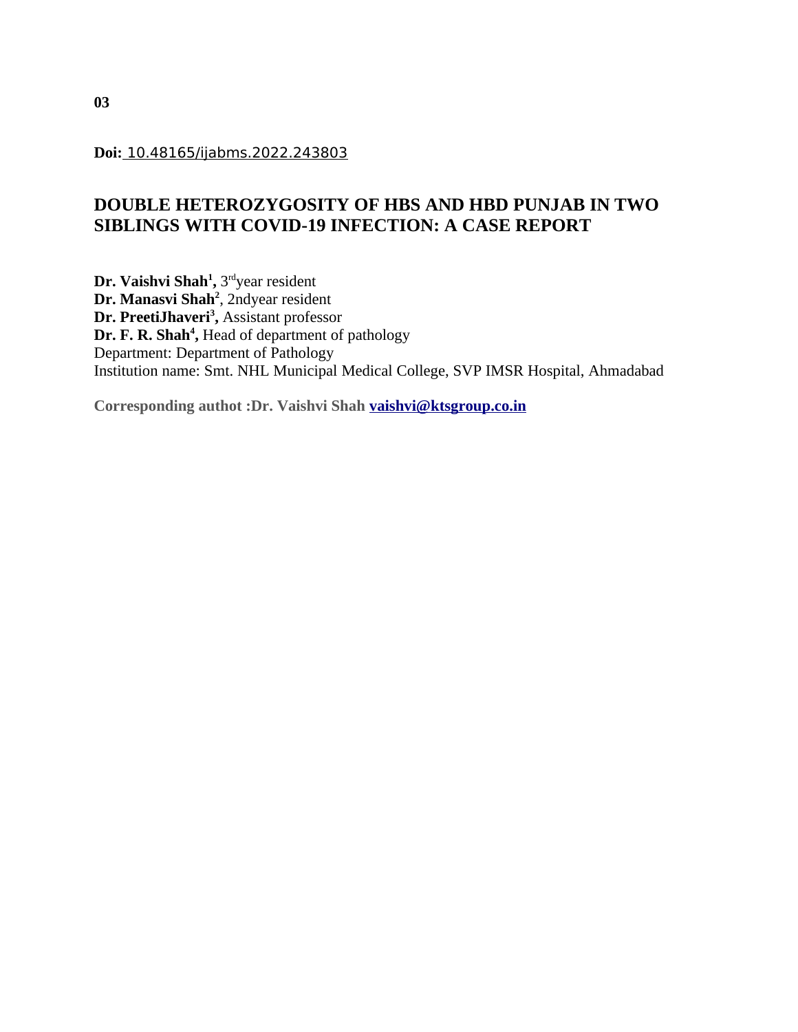**03**

**Doi:** 10.48165/ijabms.2022.243803

# DOUBLE HETEROZYGOSITY OF HBS AND HBD PUNJAB IN TWO SIBLINGS WITH COVID-19 INFECTION: A CASE REPORT

**Dr. Vaishvi Shah[1],** 3rdyear resident
**Dr. Manasvi Shah[2]**, 2ndyear resident
**Dr. PreetiJhaveri[3],** Assistant professor
**Dr. F. R. Shah[4],** Head of department of pathology
Department: Department of Pathology
Institution name: Smt. NHL Municipal Medical College, SVP IMSR Hospital, Ahmadabad

**Corresponding authot :Dr. Vaishvi Shah vaishvi@ktsgroup.co.in**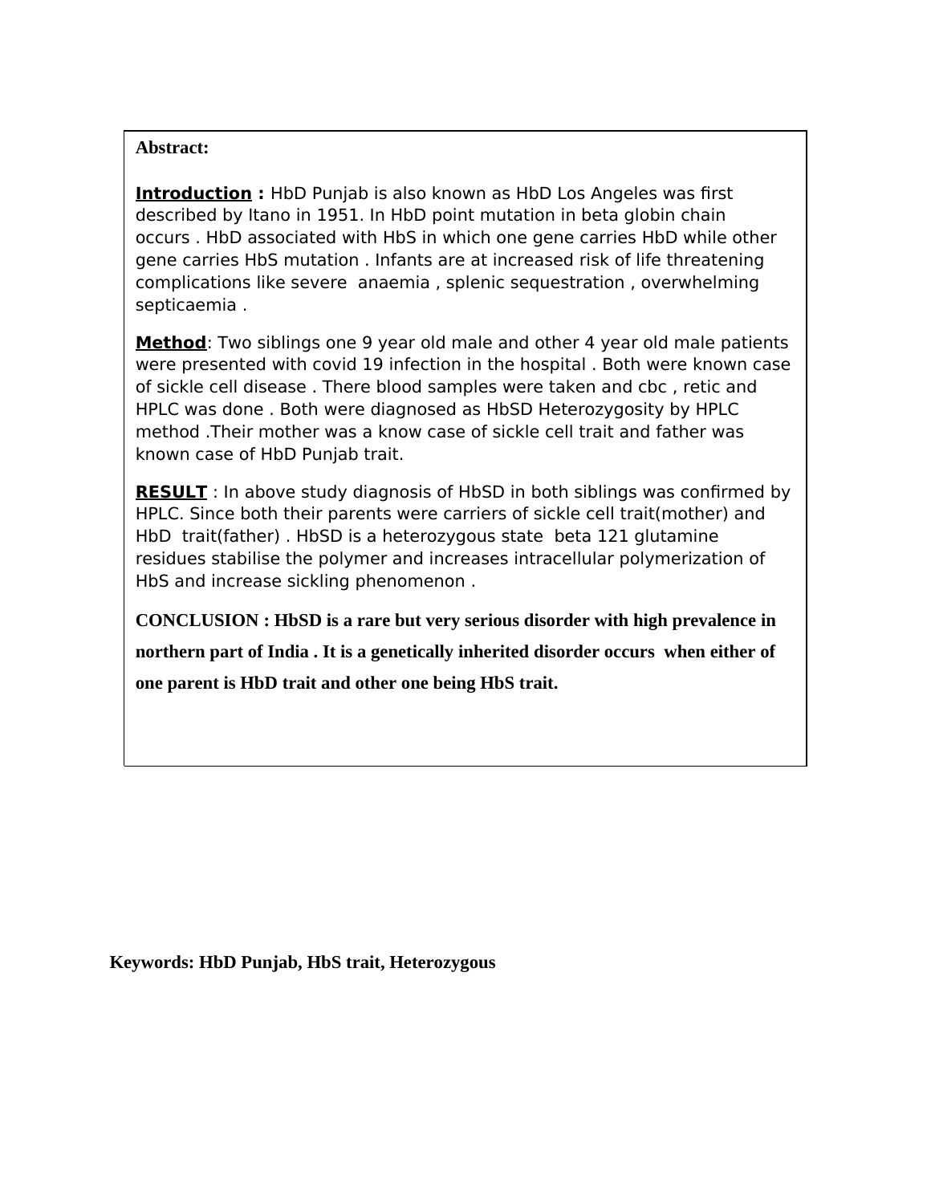**Abstract:**

**Introduction :** HbD Punjab is also known as HbD Los Angeles was first described by Itano in 1951. In HbD point mutation in beta globin chain occurs . HbD associated with HbS in which one gene carries HbD while other gene carries HbS mutation . Infants are at increased risk of life threatening complications like severe anaemia , splenic sequestration , overwhelming septicaemia .

**Method**: Two siblings one 9 year old male and other 4 year old male patients were presented with covid 19 infection in the hospital . Both were known case of sickle cell disease . There blood samples were taken and cbc , retic and HPLC was done . Both were diagnosed as HbSD Heterozygosity by HPLC method .Their mother was a know case of sickle cell trait and father was known case of HbD Punjab trait.

**RESULT** : In above study diagnosis of HbSD in both siblings was confirmed by HPLC. Since both their parents were carriers of sickle cell trait(mother) and HbD trait(father) . HbSD is a heterozygous state beta 121 glutamine residues stabilise the polymer and increases intracellular polymerization of HbS and increase sickling phenomenon .

**CONCLUSION : HbSD is a rare but very serious disorder with high prevalence in northern part of India . It is a genetically inherited disorder occurs when either of one parent is HbD trait and other one being HbS trait.**

**Keywords: HbD Punjab, HbS trait, Heterozygous**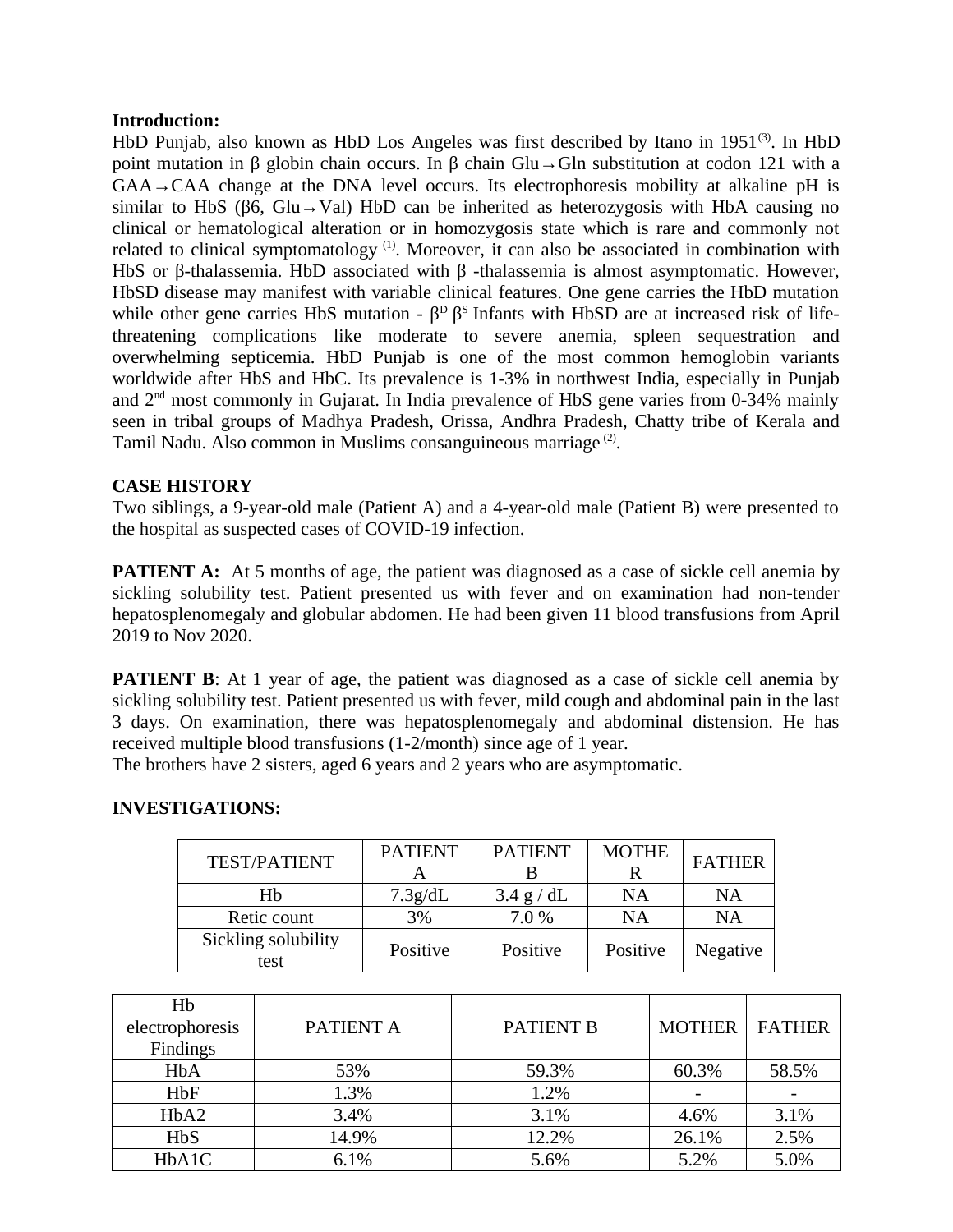**Introduction:**

HbD Punjab, also known as HbD Los Angeles was first described by Itano in 1951[3]. In HbD point mutation in β globin chain occurs. In β chain Glu→Gln substitution at codon 121 with a GAA→CAA change at the DNA level occurs. Its electrophoresis mobility at alkaline pH is similar to HbS (β6, Glu→Val) HbD can be inherited as heterozygosis with HbA causing no clinical or hematological alteration or in homozygosis state which is rare and commonly not related to clinical symptomatology [1]. Moreover, it can also be associated in combination with HbS or β-thalassemia. HbD associated with β -thalassemia is almost asymptomatic. However, HbSD disease may manifest with variable clinical features. One gene carries the HbD mutation while other gene carries HbS mutation - $\beta^{D}$ $\beta^{S}$ Infants with HbSD are at increased risk of life-threatening complications like moderate to severe anemia, spleen sequestration and overwhelming septicemia. HbD Punjab is one of the most common hemoglobin variants worldwide after HbS and HbC. Its prevalence is 1-3% in northwest India, especially in Punjab and 2nd most commonly in Gujarat. In India prevalence of HbS gene varies from 0-34% mainly seen in tribal groups of Madhya Pradesh, Orissa, Andhra Pradesh, Chatty tribe of Kerala and Tamil Nadu. Also common in Muslims consanguineous marriage [2].

**CASE HISTORY**

Two siblings, a 9-year-old male (Patient A) and a 4-year-old male (Patient B) were presented to the hospital as suspected cases of COVID-19 infection.

**PATIENT A:** At 5 months of age, the patient was diagnosed as a case of sickle cell anemia by sickling solubility test. Patient presented us with fever and on examination had non-tender hepatosplenomegaly and globular abdomen. He had been given 11 blood transfusions from April 2019 to Nov 2020.

**PATIENT B**: At 1 year of age, the patient was diagnosed as a case of sickle cell anemia by sickling solubility test. Patient presented us with fever, mild cough and abdominal pain in the last 3 days. On examination, there was hepatosplenomegaly and abdominal distension. He has received multiple blood transfusions (1-2/month) since age of 1 year.

The brothers have 2 sisters, aged 6 years and 2 years who are asymptomatic.

**INVESTIGATIONS:**

| TEST/PATIENT | PATIENT A | PATIENT B | MOTHER | FATHER |
|---|---|---|---|---|
| Hb | 7.3g/dL | 3.4 g / dL | NA | NA |
| Retic count | 3% | 7.0 % | NA | NA |
| Sickling solubility test | Positive | Positive | Positive | Negative |

| Hb electrophoresis Findings | PATIENT A | PATIENT B | MOTHER | FATHER |
|---|---|---|---|---|
| HbA | 53% | 59.3% | 60.3% | 58.5% |
| HbF | 1.3% | 1.2% | - | - |
| HbA2 | 3.4% | 3.1% | 4.6% | 3.1% |
| HbS | 14.9% | 12.2% | 26.1% | 2.5% |
| HbA1C | 6.1% | 5.6% | 5.2% | 5.0% |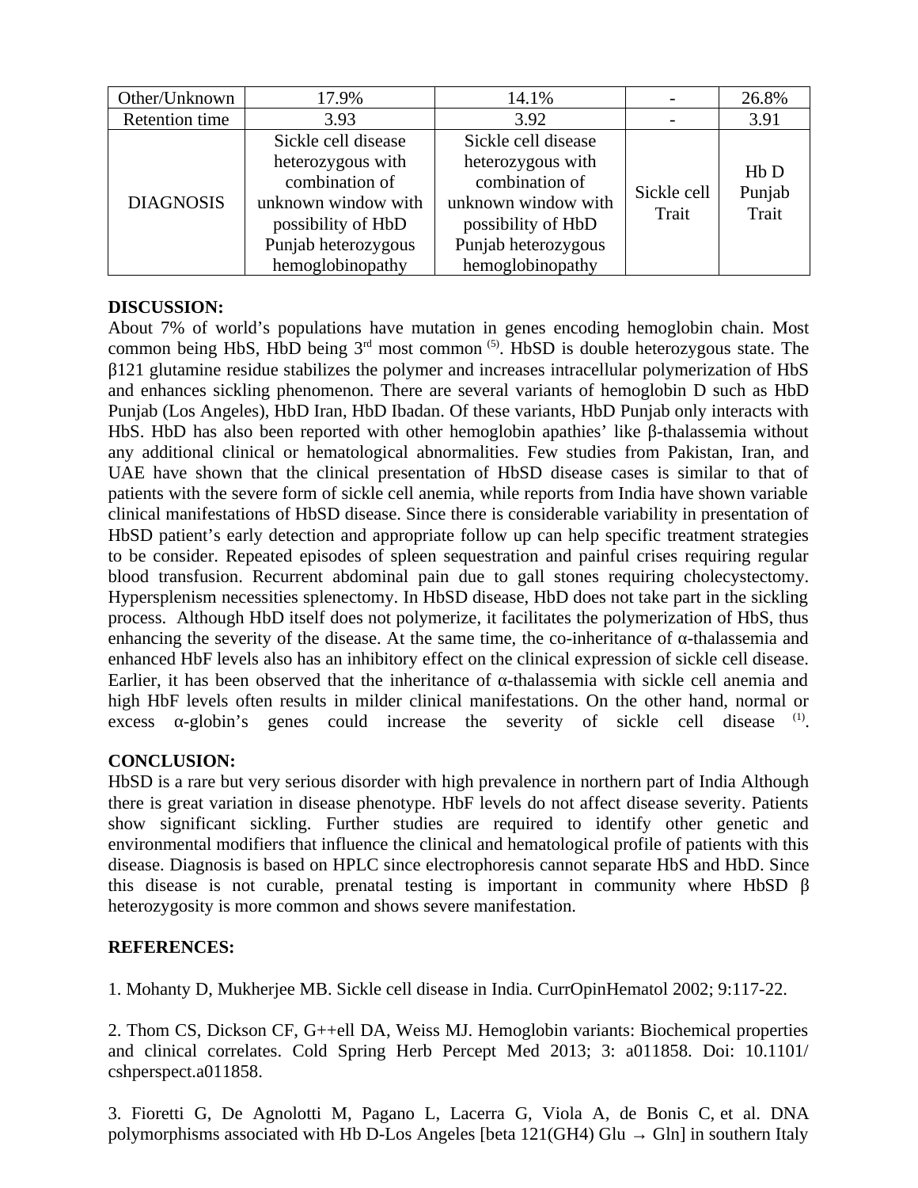| Other/Unknown | 17.9% | 14.1% | - | 26.8% |
|---|---|---|---|---|
| Retention time | 3.93 | 3.92 | - | 3.91 |
| DIAGNOSIS | Sickle cell disease heterozygous with combination of unknown window with possibility of HbD Punjab heterozygous hemoglobinopathy | Sickle cell disease heterozygous with combination of unknown window with possibility of HbD Punjab heterozygous hemoglobinopathy | Sickle cell Trait | Hb D Punjab Trait |

**DISCUSSION:**

About 7% of world's populations have mutation in genes encoding hemoglobin chain. Most common being HbS, HbD being 3rd most common [5]. HbSD is double heterozygous state. The β121 glutamine residue stabilizes the polymer and increases intracellular polymerization of HbS and enhances sickling phenomenon. There are several variants of hemoglobin D such as HbD Punjab (Los Angeles), HbD Iran, HbD Ibadan. Of these variants, HbD Punjab only interacts with HbS. HbD has also been reported with other hemoglobin apathies' like β-thalassemia without any additional clinical or hematological abnormalities. Few studies from Pakistan, Iran, and UAE have shown that the clinical presentation of HbSD disease cases is similar to that of patients with the severe form of sickle cell anemia, while reports from India have shown variable clinical manifestations of HbSD disease. Since there is considerable variability in presentation of HbSD patient's early detection and appropriate follow up can help specific treatment strategies to be consider. Repeated episodes of spleen sequestration and painful crises requiring regular blood transfusion. Recurrent abdominal pain due to gall stones requiring cholecystectomy. Hypersplenism necessities splenectomy. In HbSD disease, HbD does not take part in the sickling process. Although HbD itself does not polymerize, it facilitates the polymerization of HbS, thus enhancing the severity of the disease. At the same time, the co-inheritance of α-thalassemia and enhanced HbF levels also has an inhibitory effect on the clinical expression of sickle cell disease. Earlier, it has been observed that the inheritance of α-thalassemia with sickle cell anemia and high HbF levels often results in milder clinical manifestations. On the other hand, normal or excess α-globin's genes could increase the severity of sickle cell disease [1].

**CONCLUSION:**

HbSD is a rare but very serious disorder with high prevalence in northern part of India Although there is great variation in disease phenotype. HbF levels do not affect disease severity. Patients show significant sickling. Further studies are required to identify other genetic and environmental modifiers that influence the clinical and hematological profile of patients with this disease. Diagnosis is based on HPLC since electrophoresis cannot separate HbS and HbD. Since this disease is not curable, prenatal testing is important in community where HbSD β heterozygosity is more common and shows severe manifestation.

**REFERENCES:**

1. Mohanty D, Mukherjee MB. Sickle cell disease in India. CurrOpinHematol 2002; 9:117-22.

2. Thom CS, Dickson CF, G++ell DA, Weiss MJ. Hemoglobin variants: Biochemical properties and clinical correlates. Cold Spring Herb Percept Med 2013; 3: a011858. Doi: 10.1101/ cshperspect.a011858.

3. Fioretti G, De Agnolotti M, Pagano L, Lacerra G, Viola A, de Bonis C, et al. DNA polymorphisms associated with Hb D-Los Angeles [beta 121(GH4) Glu → Gln] in southern Italy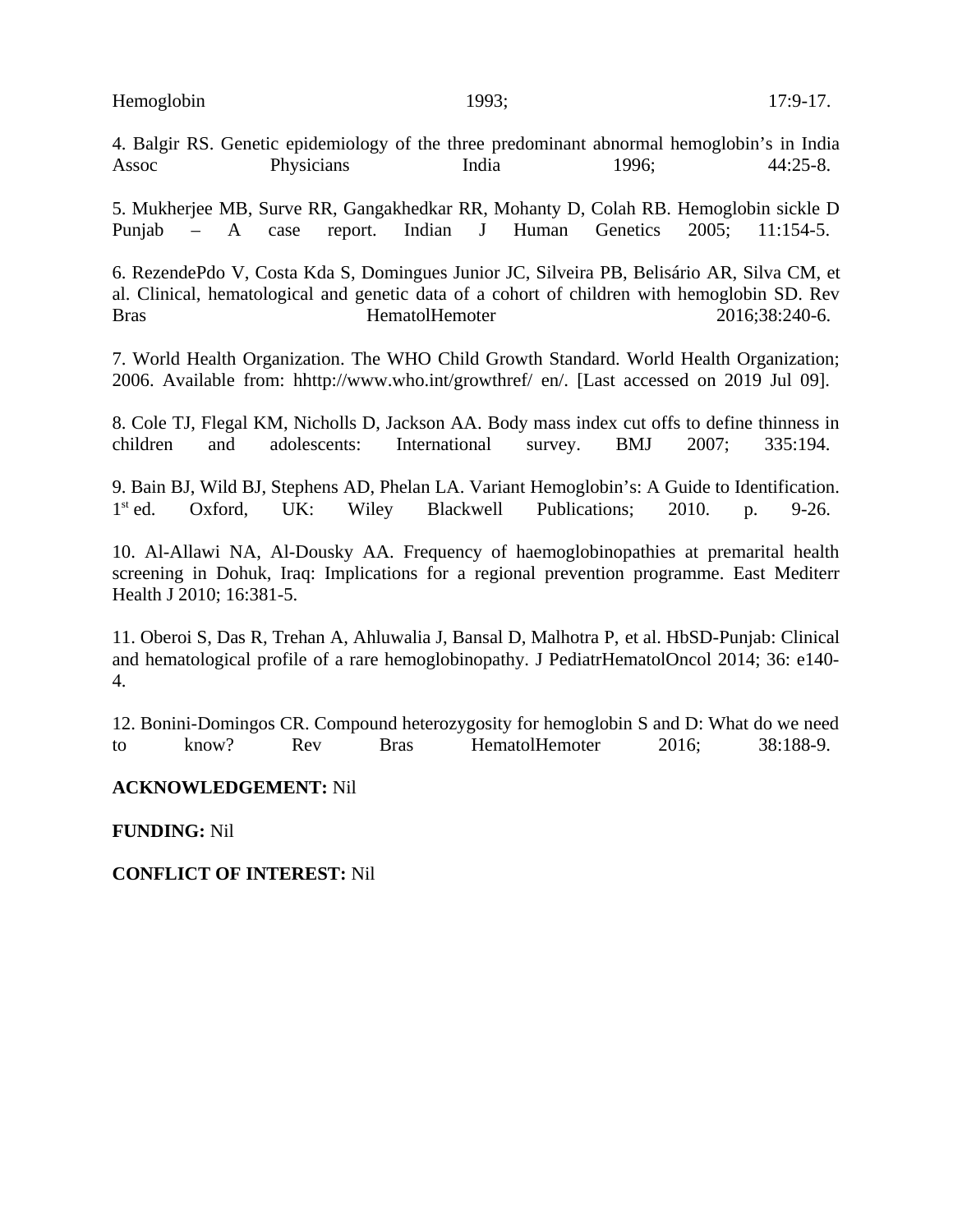Hemoglobin 1993; 17:9-17.

4. Balgir RS. Genetic epidemiology of the three predominant abnormal hemoglobin's in India Assoc Physicians India 1996; 44:25-8.

5. Mukherjee MB, Surve RR, Gangakhedkar RR, Mohanty D, Colah RB. Hemoglobin sickle D Punjab – A case report. Indian J Human Genetics 2005; 11:154-5.

6. RezendePdo V, Costa Kda S, Domingues Junior JC, Silveira PB, Belisário AR, Silva CM, et al. Clinical, hematological and genetic data of a cohort of children with hemoglobin SD. Rev Bras HematolHemoter 2016;38:240-6.

7. World Health Organization. The WHO Child Growth Standard. World Health Organization; 2006. Available from: hhttp://www.who.int/growthref/ en/. [Last accessed on 2019 Jul 09].

8. Cole TJ, Flegal KM, Nicholls D, Jackson AA. Body mass index cut offs to define thinness in children and adolescents: International survey. BMJ 2007; 335:194.

9. Bain BJ, Wild BJ, Stephens AD, Phelan LA. Variant Hemoglobin's: A Guide to Identification. 1st ed. Oxford, UK: Wiley Blackwell Publications; 2010. p. 9-26.

10. Al-Allawi NA, Al-Dousky AA. Frequency of haemoglobinopathies at premarital health screening in Dohuk, Iraq: Implications for a regional prevention programme. East Mediterr Health J 2010; 16:381-5.

11. Oberoi S, Das R, Trehan A, Ahluwalia J, Bansal D, Malhotra P, et al. HbSD-Punjab: Clinical and hematological profile of a rare hemoglobinopathy. J PediatrHematolOncol 2014; 36: e140-4.

12. Bonini-Domingos CR. Compound heterozygosity for hemoglobin S and D: What do we need to know? Rev Bras HematolHemoter 2016; 38:188-9.

**ACKNOWLEDGEMENT:** Nil

**FUNDING:** Nil

**CONFLICT OF INTEREST:** Nil